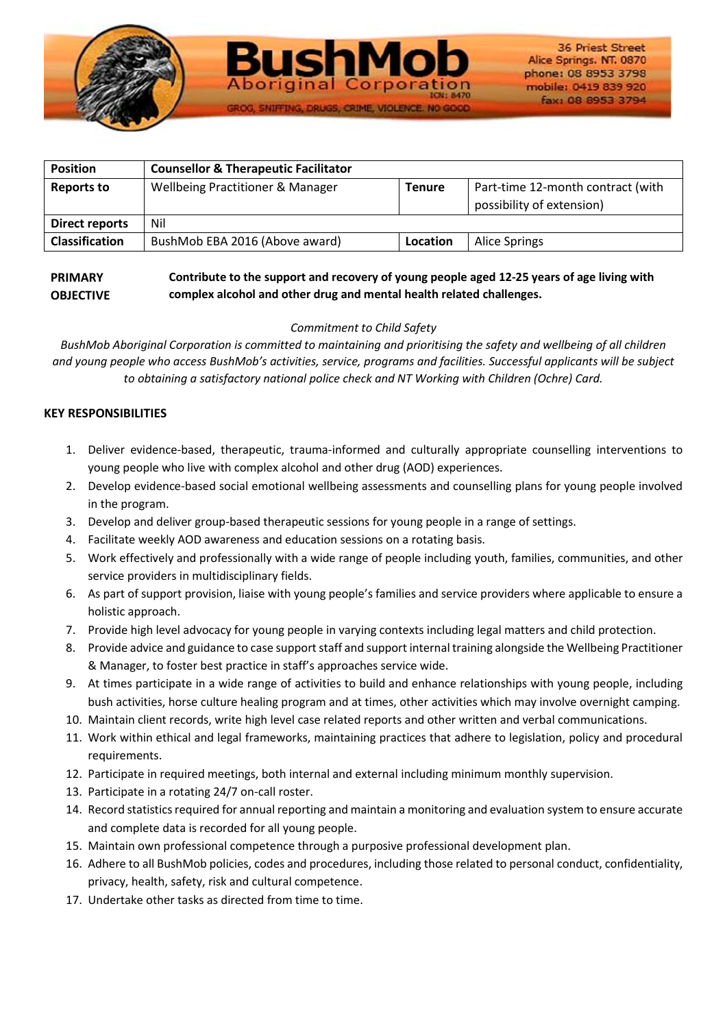BushMob Aboriginal Corporation
ICN: 8470
GROG, SNIFFING, DRUGS, CRIME, VIOLENCE. NO GOOD

36 Priest Street
Alice Springs. NT. 0870
phone: 08 8953 3798
mobile: 0419 839 920
fax: 08 8953 3794

| **Position** | **Counsellor & Therapeutic Facilitator** | | |
|---|---|---|---|
| **Reports to** | Wellbeing Practitioner & Manager | **Tenure** | Part-time 12-month contract (with possibility of extension) |
| **Direct reports** | Nil | | |
| **Classification** | BushMob EBA 2016 (Above award) | **Location** | Alice Springs |

**PRIMARY OBJECTIVE** **Contribute to the support and recovery of young people aged 12-25 years of age living with complex alcohol and other drug and mental health related challenges.**

*Commitment to Child Safety*

*BushMob Aboriginal Corporation is committed to maintaining and prioritising the safety and wellbeing of all children and young people who access BushMob's activities, service, programs and facilities. Successful applicants will be subject to obtaining a satisfactory national police check and NT Working with Children (Ochre) Card.*

**KEY RESPONSIBILITIES**

1. Deliver evidence-based, therapeutic, trauma-informed and culturally appropriate counselling interventions to young people who live with complex alcohol and other drug (AOD) experiences.
2. Develop evidence-based social emotional wellbeing assessments and counselling plans for young people involved in the program.
3. Develop and deliver group-based therapeutic sessions for young people in a range of settings.
4. Facilitate weekly AOD awareness and education sessions on a rotating basis.
5. Work effectively and professionally with a wide range of people including youth, families, communities, and other service providers in multidisciplinary fields.
6. As part of support provision, liaise with young people's families and service providers where applicable to ensure a holistic approach.
7. Provide high level advocacy for young people in varying contexts including legal matters and child protection.
8. Provide advice and guidance to case support staff and support internal training alongside the Wellbeing Practitioner & Manager, to foster best practice in staff's approaches service wide.
9. At times participate in a wide range of activities to build and enhance relationships with young people, including bush activities, horse culture healing program and at times, other activities which may involve overnight camping.
10. Maintain client records, write high level case related reports and other written and verbal communications.
11. Work within ethical and legal frameworks, maintaining practices that adhere to legislation, policy and procedural requirements.
12. Participate in required meetings, both internal and external including minimum monthly supervision.
13. Participate in a rotating 24/7 on-call roster.
14. Record statistics required for annual reporting and maintain a monitoring and evaluation system to ensure accurate and complete data is recorded for all young people.
15. Maintain own professional competence through a purposive professional development plan.
16. Adhere to all BushMob policies, codes and procedures, including those related to personal conduct, confidentiality, privacy, health, safety, risk and cultural competence.
17. Undertake other tasks as directed from time to time.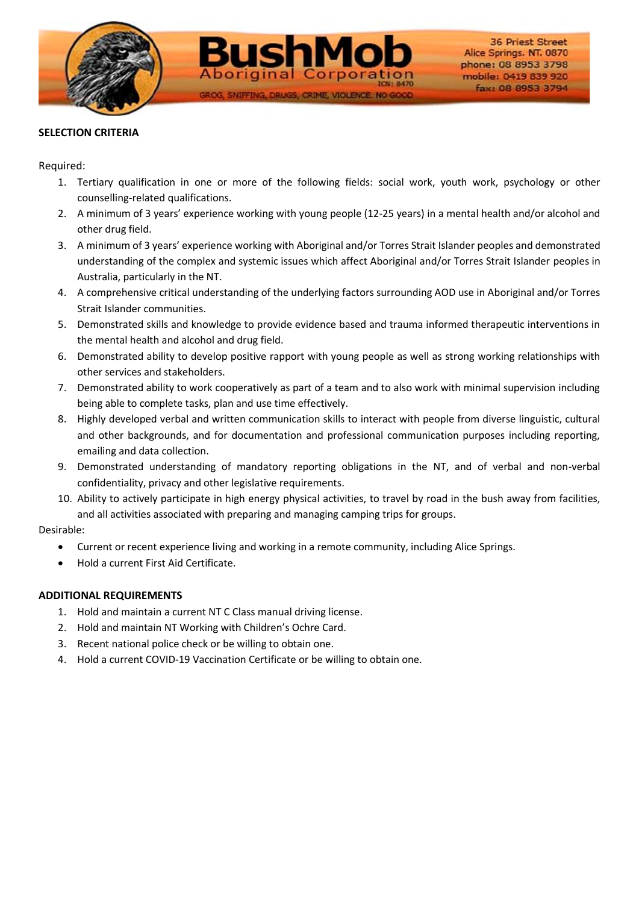**SELECTION CRITERIA**

Required:

1. Tertiary qualification in one or more of the following fields: social work, youth work, psychology or other counselling-related qualifications.
2. A minimum of 3 years' experience working with young people (12-25 years) in a mental health and/or alcohol and other drug field.
3. A minimum of 3 years' experience working with Aboriginal and/or Torres Strait Islander peoples and demonstrated understanding of the complex and systemic issues which affect Aboriginal and/or Torres Strait Islander peoples in Australia, particularly in the NT.
4. A comprehensive critical understanding of the underlying factors surrounding AOD use in Aboriginal and/or Torres Strait Islander communities.
5. Demonstrated skills and knowledge to provide evidence based and trauma informed therapeutic interventions in the mental health and alcohol and drug field.
6. Demonstrated ability to develop positive rapport with young people as well as strong working relationships with other services and stakeholders.
7. Demonstrated ability to work cooperatively as part of a team and to also work with minimal supervision including being able to complete tasks, plan and use time effectively.
8. Highly developed verbal and written communication skills to interact with people from diverse linguistic, cultural and other backgrounds, and for documentation and professional communication purposes including reporting, emailing and data collection.
9. Demonstrated understanding of mandatory reporting obligations in the NT, and of verbal and non-verbal confidentiality, privacy and other legislative requirements.
10. Ability to actively participate in high energy physical activities, to travel by road in the bush away from facilities, and all activities associated with preparing and managing camping trips for groups.

Desirable:

- Current or recent experience living and working in a remote community, including Alice Springs.
- Hold a current First Aid Certificate.

**ADDITIONAL REQUIREMENTS**

1. Hold and maintain a current NT C Class manual driving license.
2. Hold and maintain NT Working with Children's Ochre Card.
3. Recent national police check or be willing to obtain one.
4. Hold a current COVID-19 Vaccination Certificate or be willing to obtain one.